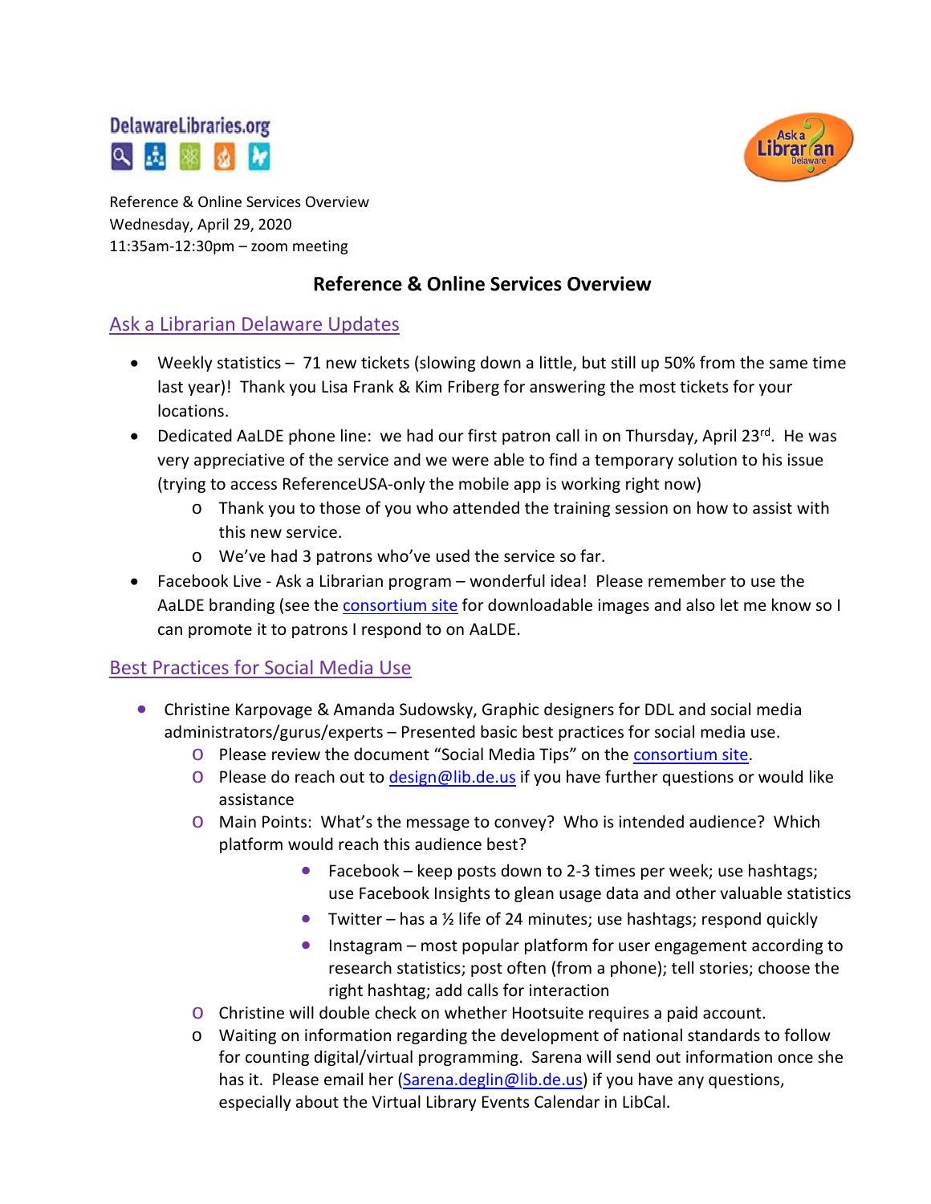Reference & Online Services Overview
Wednesday, April 29, 2020
11:35am-12:30pm – zoom meeting

# Reference & Online Services Overview

## Ask a Librarian Delaware Updates

- Weekly statistics – 71 new tickets (slowing down a little, but still up 50% from the same time last year)! Thank you Lisa Frank & Kim Friberg for answering the most tickets for your locations.
- Dedicated AaLDE phone line: we had our first patron call in on Thursday, April 23rd. He was very appreciative of the service and we were able to find a temporary solution to his issue (trying to access ReferenceUSA-only the mobile app is working right now)
  - Thank you to those of you who attended the training session on how to assist with this new service.
  - We've had 3 patrons who've used the service so far.
- Facebook Live - Ask a Librarian program – wonderful idea! Please remember to use the AaLDE branding (see the consortium site for downloadable images and also let me know so I can promote it to patrons I respond to on AaLDE.

## Best Practices for Social Media Use

- Christine Karpovage & Amanda Sudowsky, Graphic designers for DDL and social media administrators/gurus/experts – Presented basic best practices for social media use.
  - Please review the document "Social Media Tips" on the consortium site.
  - Please do reach out to design@lib.de.us if you have further questions or would like assistance
  - Main Points: What's the message to convey? Who is intended audience? Which platform would reach this audience best?
    - Facebook – keep posts down to 2-3 times per week; use hashtags; use Facebook Insights to glean usage data and other valuable statistics
    - Twitter – has a ½ life of 24 minutes; use hashtags; respond quickly
    - Instagram – most popular platform for user engagement according to research statistics; post often (from a phone); tell stories; choose the right hashtag; add calls for interaction
  - Christine will double check on whether Hootsuite requires a paid account.
  - Waiting on information regarding the development of national standards to follow for counting digital/virtual programming. Sarena will send out information once she has it. Please email her (Sarena.deglin@lib.de.us) if you have any questions, especially about the Virtual Library Events Calendar in LibCal.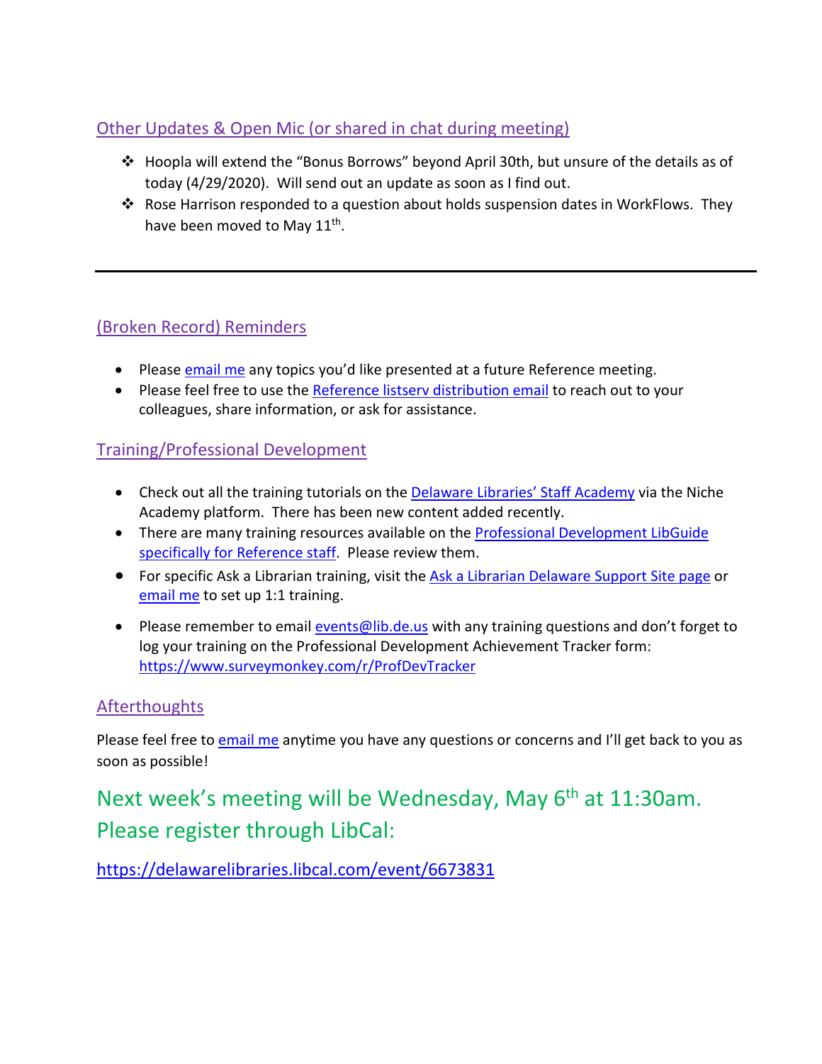## Other Updates & Open Mic (or shared in chat during meeting)

- Hoopla will extend the "Bonus Borrows" beyond April 30th, but unsure of the details as of today (4/29/2020). Will send out an update as soon as I find out.
- Rose Harrison responded to a question about holds suspension dates in WorkFlows. They have been moved to May 11th.

---

## (Broken Record) Reminders

- Please email me any topics you'd like presented at a future Reference meeting.
- Please feel free to use the Reference listserv distribution email to reach out to your colleagues, share information, or ask for assistance.

## Training/Professional Development

- Check out all the training tutorials on the Delaware Libraries' Staff Academy via the Niche Academy platform. There has been new content added recently.
- There are many training resources available on the Professional Development LibGuide specifically for Reference staff. Please review them.
- For specific Ask a Librarian training, visit the Ask a Librarian Delaware Support Site page or email me to set up 1:1 training.
- Please remember to email events@lib.de.us with any training questions and don't forget to log your training on the Professional Development Achievement Tracker form: https://www.surveymonkey.com/r/ProfDevTracker

## Afterthoughts

Please feel free to email me anytime you have any questions or concerns and I'll get back to you as soon as possible!

## Next week's meeting will be Wednesday, May 6th at 11:30am. Please register through LibCal:

https://delawarelibraries.libcal.com/event/6673831